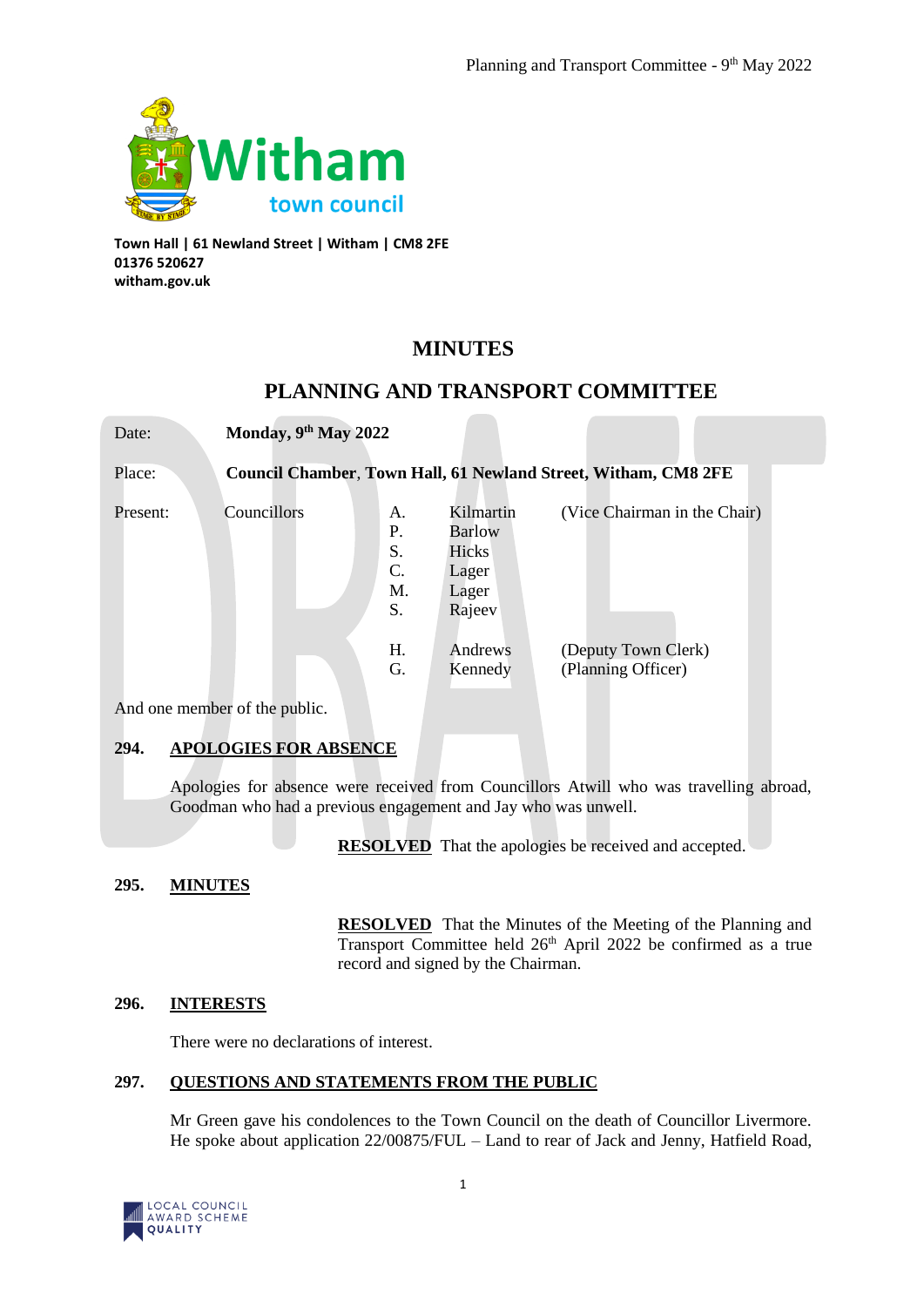Town Hall | 61 Newland Street | Witham | CM8 2FE
01376 520627
witham.gov.uk

# MINUTES

## PLANNING AND TRANSPORT COMMITTEE

| | | | | |
|---|---|---|---|---|
| Date: | **Monday, 9th May 2022** | | | |
| Place: | **Council Chamber, Town Hall, 61 Newland Street, Witham, CM8 2FE** | | | |
| Present: | Councillors | A. | Kilmartin | (Vice Chairman in the Chair) |
| | | P. | Barlow | |
| | | S. | Hicks | |
| | | C. | Lager | |
| | | M. | Lager | |
| | | S. | Rajeev | |
| | | H. | Andrews | (Deputy Town Clerk) |
| | | G. | Kennedy | (Planning Officer) |

And one member of the public.

**294. APOLOGIES FOR ABSENCE**

Apologies for absence were received from Councillors Atwill who was travelling abroad, Goodman who had a previous engagement and Jay who was unwell.

**RESOLVED** That the apologies be received and accepted.

**295. MINUTES**

**RESOLVED** That the Minutes of the Meeting of the Planning and Transport Committee held 26th April 2022 be confirmed as a true record and signed by the Chairman.

**296. INTERESTS**

There were no declarations of interest.

**297. QUESTIONS AND STATEMENTS FROM THE PUBLIC**

Mr Green gave his condolences to the Town Council on the death of Councillor Livermore. He spoke about application 22/00875/FUL – Land to rear of Jack and Jenny, Hatfield Road,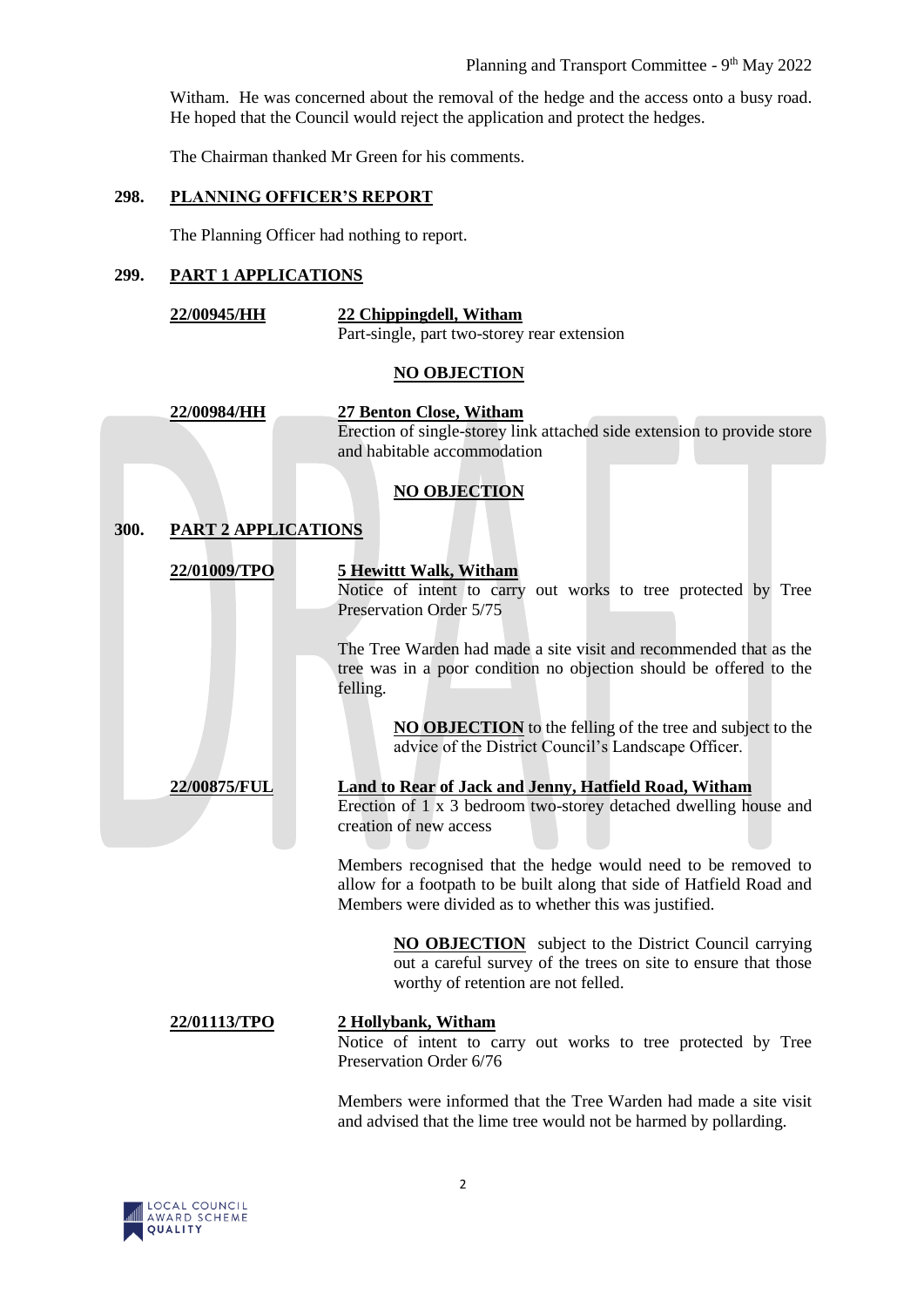Witham. He was concerned about the removal of the hedge and the access onto a busy road. He hoped that the Council would reject the application and protect the hedges.

The Chairman thanked Mr Green for his comments.

## 298. PLANNING OFFICER'S REPORT

The Planning Officer had nothing to report.

## 299. PART 1 APPLICATIONS

**22/00945/HH** — **22 Chippingdell, Witham**
Part-single, part two-storey rear extension

**NO OBJECTION**

**22/00984/HH** — **27 Benton Close, Witham**
Erection of single-storey link attached side extension to provide store and habitable accommodation

**NO OBJECTION**

## 300. PART 2 APPLICATIONS

**22/01009/TPO** — **5 Hewittt Walk, Witham**
Notice of intent to carry out works to tree protected by Tree Preservation Order 5/75

The Tree Warden had made a site visit and recommended that as the tree was in a poor condition no objection should be offered to the felling.

> **NO OBJECTION** to the felling of the tree and subject to the advice of the District Council's Landscape Officer.

**22/00875/FUL** — **Land to Rear of Jack and Jenny, Hatfield Road, Witham**
Erection of 1 x 3 bedroom two-storey detached dwelling house and creation of new access

Members recognised that the hedge would need to be removed to allow for a footpath to be built along that side of Hatfield Road and Members were divided as to whether this was justified.

> **NO OBJECTION** subject to the District Council carrying out a careful survey of the trees on site to ensure that those worthy of retention are not felled.

**22/01113/TPO** — **2 Hollybank, Witham**
Notice of intent to carry out works to tree protected by Tree Preservation Order 6/76

Members were informed that the Tree Warden had made a site visit and advised that the lime tree would not be harmed by pollarding.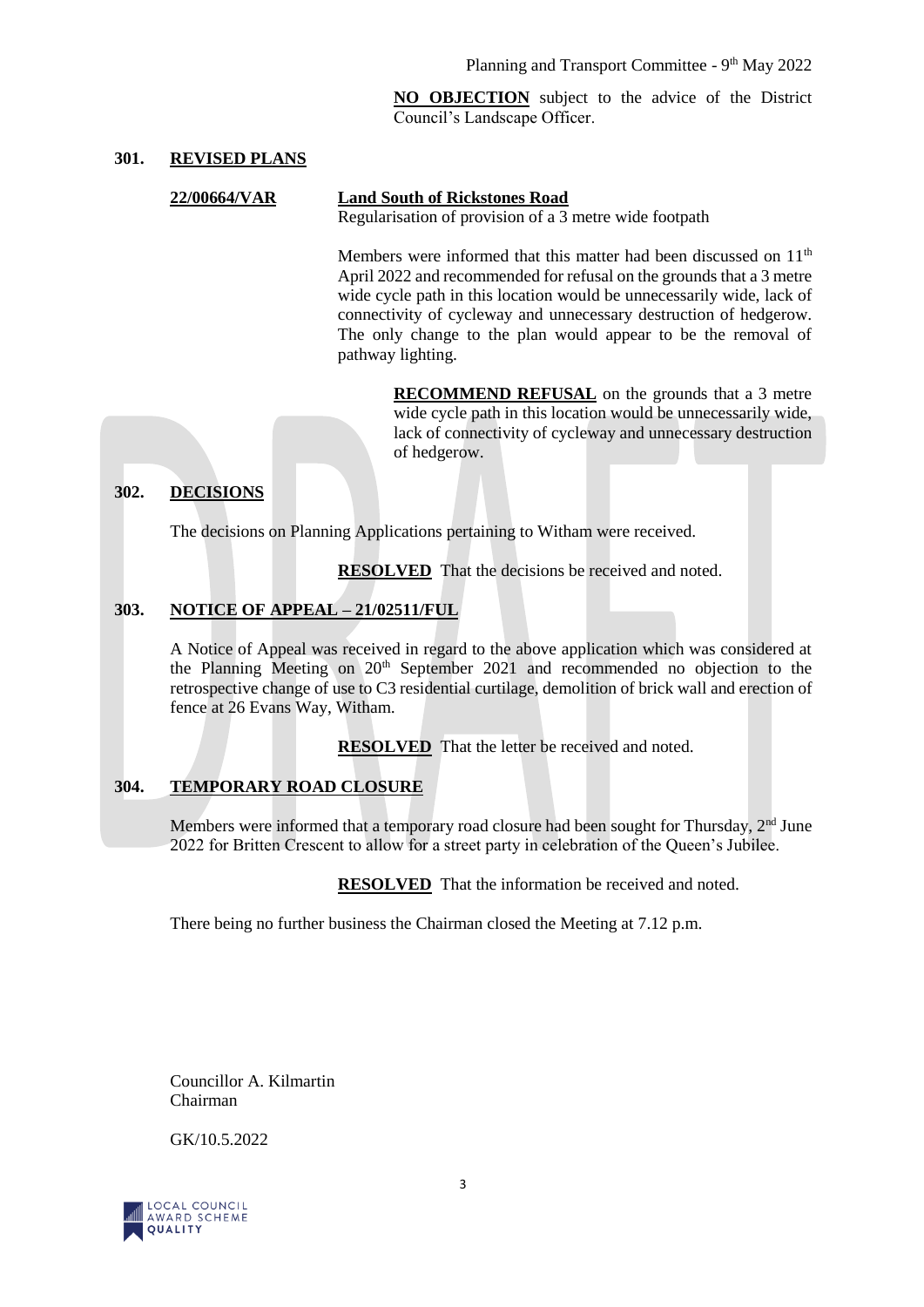**NO OBJECTION** subject to the advice of the District Council's Landscape Officer.

## 301. REVISED PLANS

**22/00664/VAR** **Land South of Rickstones Road**
Regularisation of provision of a 3 metre wide footpath

Members were informed that this matter had been discussed on 11th April 2022 and recommended for refusal on the grounds that a 3 metre wide cycle path in this location would be unnecessarily wide, lack of connectivity of cycleway and unnecessary destruction of hedgerow. The only change to the plan would appear to be the removal of pathway lighting.

**RECOMMEND REFUSAL** on the grounds that a 3 metre wide cycle path in this location would be unnecessarily wide, lack of connectivity of cycleway and unnecessary destruction of hedgerow.

## 302. DECISIONS

The decisions on Planning Applications pertaining to Witham were received.

**RESOLVED** That the decisions be received and noted.

## 303. NOTICE OF APPEAL – 21/02511/FUL

A Notice of Appeal was received in regard to the above application which was considered at the Planning Meeting on 20th September 2021 and recommended no objection to the retrospective change of use to C3 residential curtilage, demolition of brick wall and erection of fence at 26 Evans Way, Witham.

**RESOLVED** That the letter be received and noted.

## 304. TEMPORARY ROAD CLOSURE

Members were informed that a temporary road closure had been sought for Thursday, 2nd June 2022 for Britten Crescent to allow for a street party in celebration of the Queen's Jubilee.

**RESOLVED** That the information be received and noted.

There being no further business the Chairman closed the Meeting at 7.12 p.m.

Councillor A. Kilmartin
Chairman

GK/10.5.2022